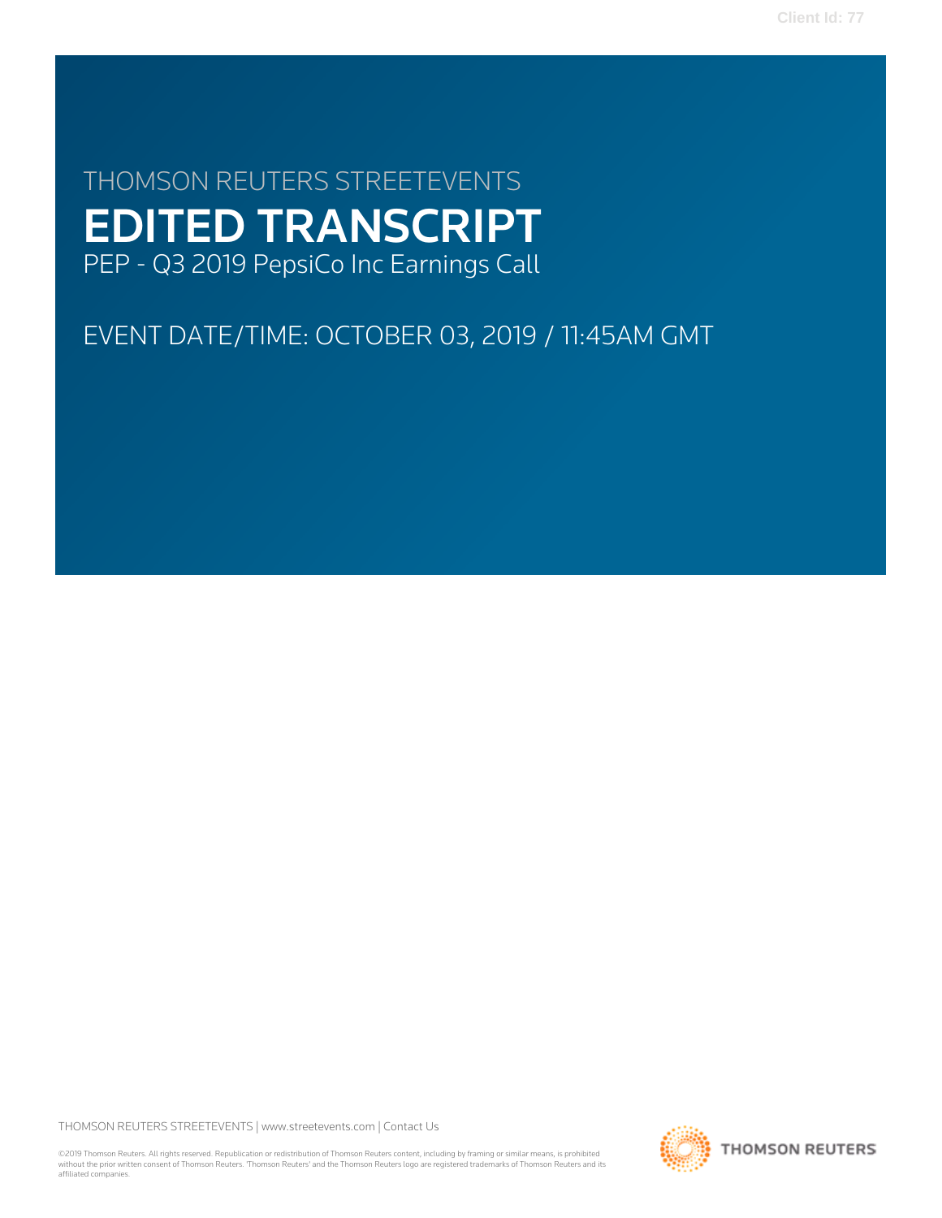THOMSON REUTERS STREETEVENTS

# EDITED TRANSCRIPT

PEP - Q3 2019 PepsiCo Inc Earnings Call

EVENT DATE/TIME: OCTOBER 03, 2019 / 11:45AM GMT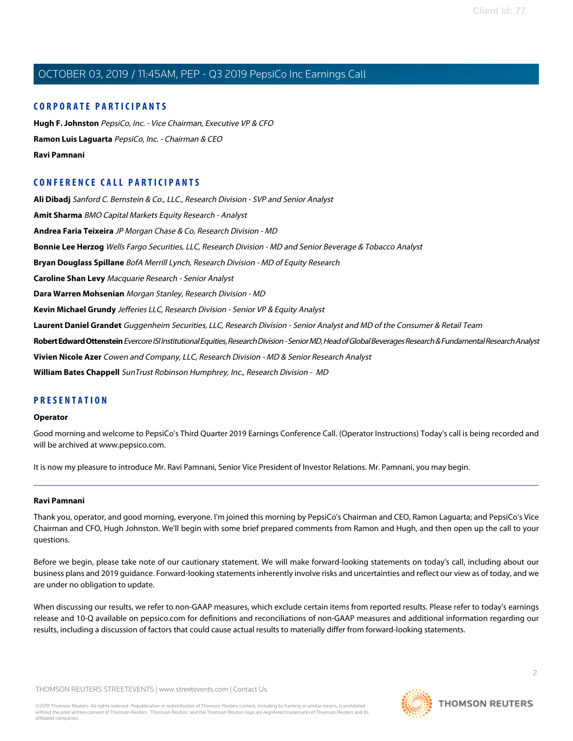## CORPORATE PARTICIPANTS

**Hugh F. Johnston** *PepsiCo, Inc. - Vice Chairman, Executive VP & CFO*

**Ramon Luis Laguarta** *PepsiCo, Inc. - Chairman & CEO*

**Ravi Pamnani**

## CONFERENCE CALL PARTICIPANTS

**Ali Dibadj** *Sanford C. Bernstein & Co., LLC., Research Division - SVP and Senior Analyst*

**Amit Sharma** *BMO Capital Markets Equity Research - Analyst*

**Andrea Faria Teixeira** *JP Morgan Chase & Co, Research Division - MD*

**Bonnie Lee Herzog** *Wells Fargo Securities, LLC, Research Division - MD and Senior Beverage & Tobacco Analyst*

**Bryan Douglass Spillane** *BofA Merrill Lynch, Research Division - MD of Equity Research*

**Caroline Shan Levy** *Macquarie Research - Senior Analyst*

**Dara Warren Mohsenian** *Morgan Stanley, Research Division - MD*

**Kevin Michael Grundy** *Jefferies LLC, Research Division - Senior VP & Equity Analyst*

**Laurent Daniel Grandet** *Guggenheim Securities, LLC, Research Division - Senior Analyst and MD of the Consumer & Retail Team*

**Robert Edward Ottenstein** *Evercore ISI Institutional Equities, Research Division - Senior MD, Head of Global Beverages Research & Fundamental Research Analyst*

**Vivien Nicole Azer** *Cowen and Company, LLC, Research Division - MD & Senior Research Analyst*

**William Bates Chappell** *SunTrust Robinson Humphrey, Inc., Research Division - MD*

## PRESENTATION

### Operator

Good morning and welcome to PepsiCo's Third Quarter 2019 Earnings Conference Call. (Operator Instructions) Today's call is being recorded and will be archived at www.pepsico.com.

It is now my pleasure to introduce Mr. Ravi Pamnani, Senior Vice President of Investor Relations. Mr. Pamnani, you may begin.

---

### Ravi Pamnani

Thank you, operator, and good morning, everyone. I'm joined this morning by PepsiCo's Chairman and CEO, Ramon Laguarta; and PepsiCo's Vice Chairman and CFO, Hugh Johnston. We'll begin with some brief prepared comments from Ramon and Hugh, and then open up the call to your questions.

Before we begin, please take note of our cautionary statement. We will make forward-looking statements on today's call, including about our business plans and 2019 guidance. Forward-looking statements inherently involve risks and uncertainties and reflect our view as of today, and we are under no obligation to update.

When discussing our results, we refer to non-GAAP measures, which exclude certain items from reported results. Please refer to today's earnings release and 10-Q available on pepsico.com for definitions and reconciliations of non-GAAP measures and additional information regarding our results, including a discussion of factors that could cause actual results to materially differ from forward-looking statements.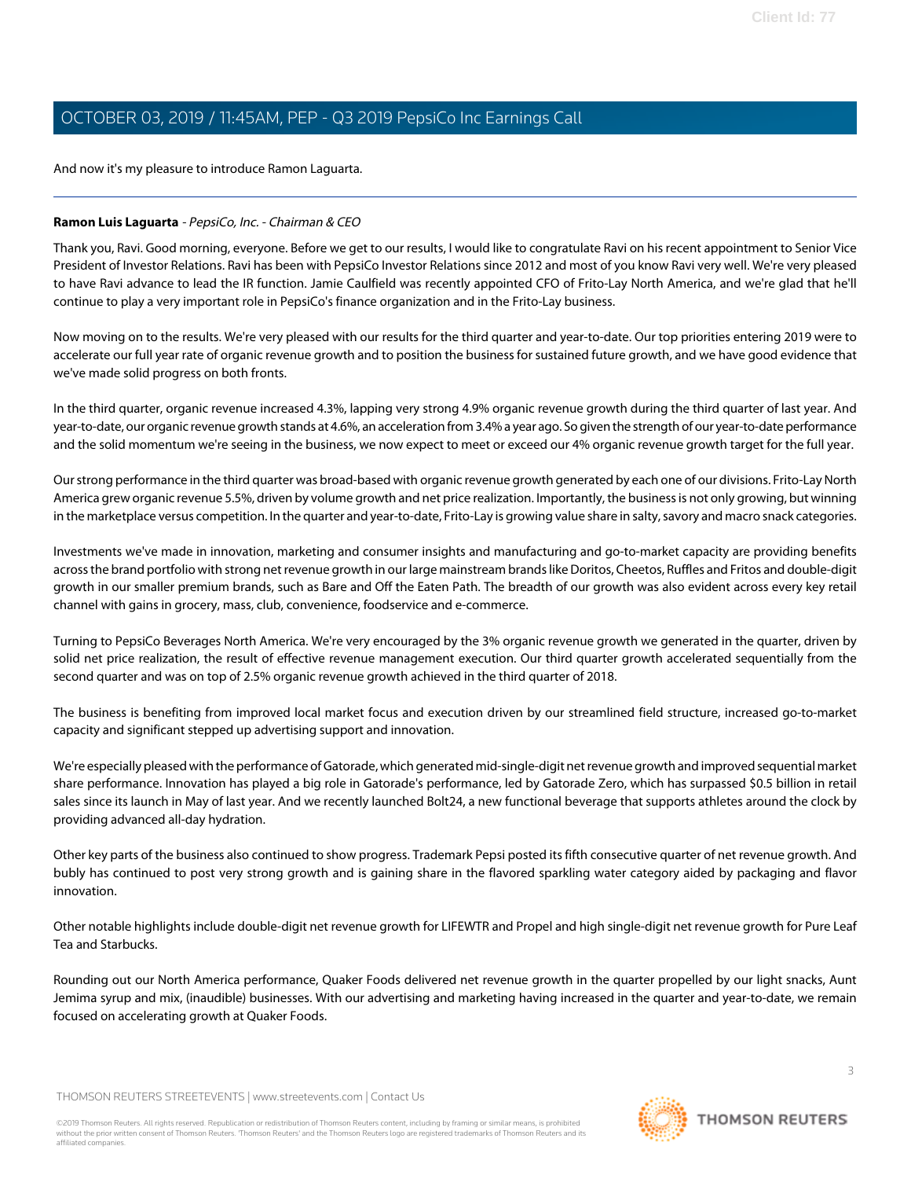And now it's my pleasure to introduce Ramon Laguarta.

---

**Ramon Luis Laguarta** - *PepsiCo, Inc. - Chairman & CEO*

Thank you, Ravi. Good morning, everyone. Before we get to our results, I would like to congratulate Ravi on his recent appointment to Senior Vice President of Investor Relations. Ravi has been with PepsiCo Investor Relations since 2012 and most of you know Ravi very well. We're very pleased to have Ravi advance to lead the IR function. Jamie Caulfield was recently appointed CFO of Frito-Lay North America, and we're glad that he'll continue to play a very important role in PepsiCo's finance organization and in the Frito-Lay business.

Now moving on to the results. We're very pleased with our results for the third quarter and year-to-date. Our top priorities entering 2019 were to accelerate our full year rate of organic revenue growth and to position the business for sustained future growth, and we have good evidence that we've made solid progress on both fronts.

In the third quarter, organic revenue increased 4.3%, lapping very strong 4.9% organic revenue growth during the third quarter of last year. And year-to-date, our organic revenue growth stands at 4.6%, an acceleration from 3.4% a year ago. So given the strength of our year-to-date performance and the solid momentum we're seeing in the business, we now expect to meet or exceed our 4% organic revenue growth target for the full year.

Our strong performance in the third quarter was broad-based with organic revenue growth generated by each one of our divisions. Frito-Lay North America grew organic revenue 5.5%, driven by volume growth and net price realization. Importantly, the business is not only growing, but winning in the marketplace versus competition. In the quarter and year-to-date, Frito-Lay is growing value share in salty, savory and macro snack categories.

Investments we've made in innovation, marketing and consumer insights and manufacturing and go-to-market capacity are providing benefits across the brand portfolio with strong net revenue growth in our large mainstream brands like Doritos, Cheetos, Ruffles and Fritos and double-digit growth in our smaller premium brands, such as Bare and Off the Eaten Path. The breadth of our growth was also evident across every key retail channel with gains in grocery, mass, club, convenience, foodservice and e-commerce.

Turning to PepsiCo Beverages North America. We're very encouraged by the 3% organic revenue growth we generated in the quarter, driven by solid net price realization, the result of effective revenue management execution. Our third quarter growth accelerated sequentially from the second quarter and was on top of 2.5% organic revenue growth achieved in the third quarter of 2018.

The business is benefiting from improved local market focus and execution driven by our streamlined field structure, increased go-to-market capacity and significant stepped up advertising support and innovation.

We're especially pleased with the performance of Gatorade, which generated mid-single-digit net revenue growth and improved sequential market share performance. Innovation has played a big role in Gatorade's performance, led by Gatorade Zero, which has surpassed $0.5 billion in retail sales since its launch in May of last year. And we recently launched Bolt24, a new functional beverage that supports athletes around the clock by providing advanced all-day hydration.

Other key parts of the business also continued to show progress. Trademark Pepsi posted its fifth consecutive quarter of net revenue growth. And bubly has continued to post very strong growth and is gaining share in the flavored sparkling water category aided by packaging and flavor innovation.

Other notable highlights include double-digit net revenue growth for LIFEWTR and Propel and high single-digit net revenue growth for Pure Leaf Tea and Starbucks.

Rounding out our North America performance, Quaker Foods delivered net revenue growth in the quarter propelled by our light snacks, Aunt Jemima syrup and mix, (inaudible) businesses. With our advertising and marketing having increased in the quarter and year-to-date, we remain focused on accelerating growth at Quaker Foods.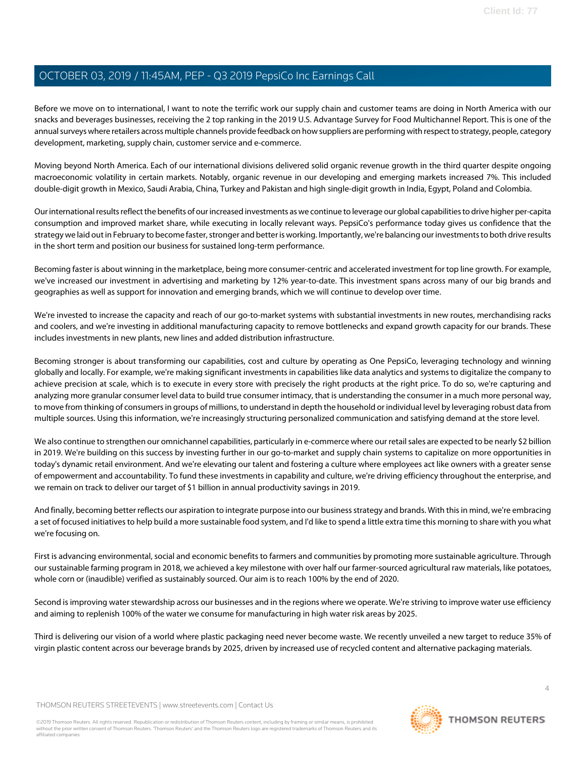Before we move on to international, I want to note the terrific work our supply chain and customer teams are doing in North America with our snacks and beverages businesses, receiving the 2 top ranking in the 2019 U.S. Advantage Survey for Food Multichannel Report. This is one of the annual surveys where retailers across multiple channels provide feedback on how suppliers are performing with respect to strategy, people, category development, marketing, supply chain, customer service and e-commerce.

Moving beyond North America. Each of our international divisions delivered solid organic revenue growth in the third quarter despite ongoing macroeconomic volatility in certain markets. Notably, organic revenue in our developing and emerging markets increased 7%. This included double-digit growth in Mexico, Saudi Arabia, China, Turkey and Pakistan and high single-digit growth in India, Egypt, Poland and Colombia.

Our international results reflect the benefits of our increased investments as we continue to leverage our global capabilities to drive higher per-capita consumption and improved market share, while executing in locally relevant ways. PepsiCo's performance today gives us confidence that the strategy we laid out in February to become faster, stronger and better is working. Importantly, we're balancing our investments to both drive results in the short term and position our business for sustained long-term performance.

Becoming faster is about winning in the marketplace, being more consumer-centric and accelerated investment for top line growth. For example, we've increased our investment in advertising and marketing by 12% year-to-date. This investment spans across many of our big brands and geographies as well as support for innovation and emerging brands, which we will continue to develop over time.

We're invested to increase the capacity and reach of our go-to-market systems with substantial investments in new routes, merchandising racks and coolers, and we're investing in additional manufacturing capacity to remove bottlenecks and expand growth capacity for our brands. These includes investments in new plants, new lines and added distribution infrastructure.

Becoming stronger is about transforming our capabilities, cost and culture by operating as One PepsiCo, leveraging technology and winning globally and locally. For example, we're making significant investments in capabilities like data analytics and systems to digitalize the company to achieve precision at scale, which is to execute in every store with precisely the right products at the right price. To do so, we're capturing and analyzing more granular consumer level data to build true consumer intimacy, that is understanding the consumer in a much more personal way, to move from thinking of consumers in groups of millions, to understand in depth the household or individual level by leveraging robust data from multiple sources. Using this information, we're increasingly structuring personalized communication and satisfying demand at the store level.

We also continue to strengthen our omnichannel capabilities, particularly in e-commerce where our retail sales are expected to be nearly $2 billion in 2019. We're building on this success by investing further in our go-to-market and supply chain systems to capitalize on more opportunities in today's dynamic retail environment. And we're elevating our talent and fostering a culture where employees act like owners with a greater sense of empowerment and accountability. To fund these investments in capability and culture, we're driving efficiency throughout the enterprise, and we remain on track to deliver our target of $1 billion in annual productivity savings in 2019.

And finally, becoming better reflects our aspiration to integrate purpose into our business strategy and brands. With this in mind, we're embracing a set of focused initiatives to help build a more sustainable food system, and I'd like to spend a little extra time this morning to share with you what we're focusing on.

First is advancing environmental, social and economic benefits to farmers and communities by promoting more sustainable agriculture. Through our sustainable farming program in 2018, we achieved a key milestone with over half our farmer-sourced agricultural raw materials, like potatoes, whole corn or (inaudible) verified as sustainably sourced. Our aim is to reach 100% by the end of 2020.

Second is improving water stewardship across our businesses and in the regions where we operate. We're striving to improve water use efficiency and aiming to replenish 100% of the water we consume for manufacturing in high water risk areas by 2025.

Third is delivering our vision of a world where plastic packaging need never become waste. We recently unveiled a new target to reduce 35% of virgin plastic content across our beverage brands by 2025, driven by increased use of recycled content and alternative packaging materials.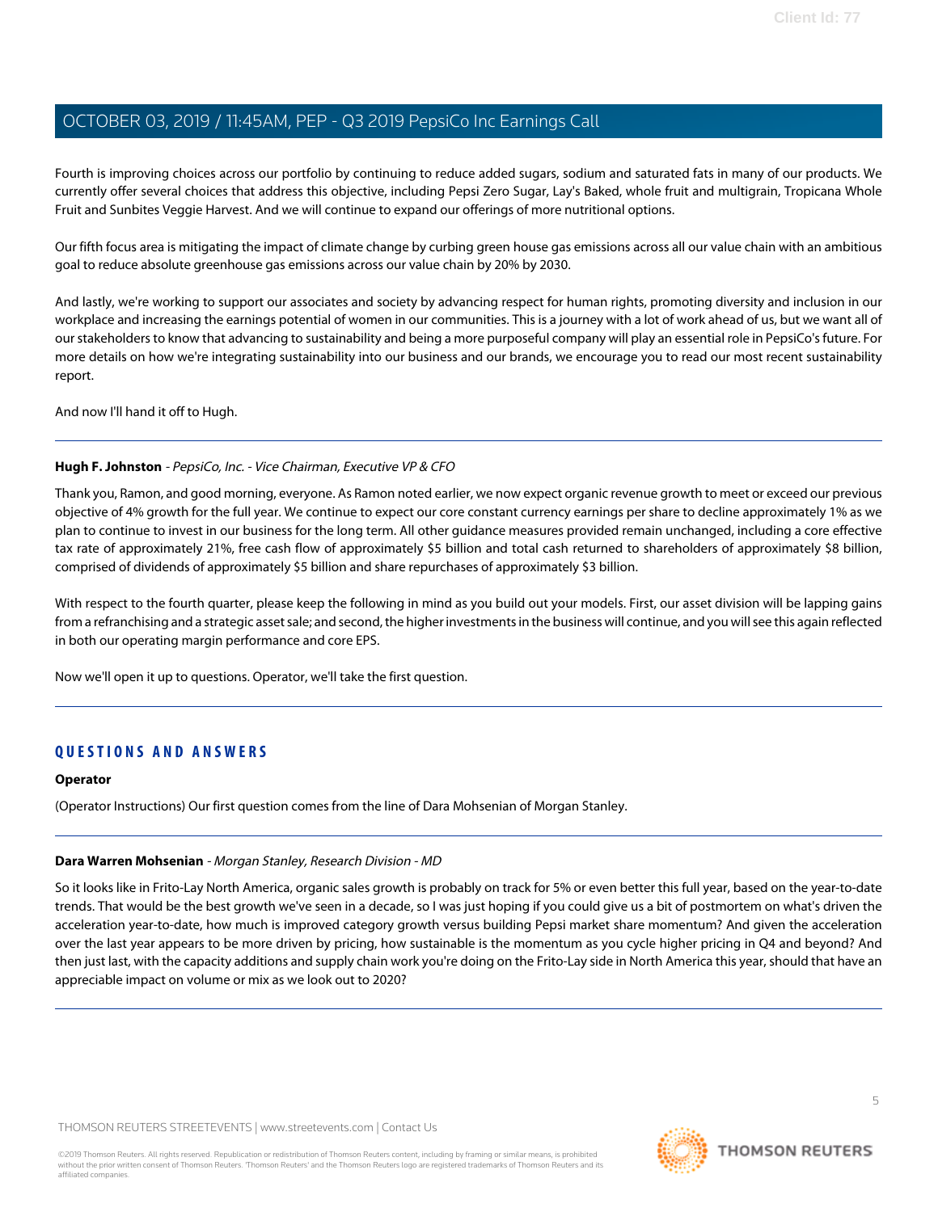Fourth is improving choices across our portfolio by continuing to reduce added sugars, sodium and saturated fats in many of our products. We currently offer several choices that address this objective, including Pepsi Zero Sugar, Lay's Baked, whole fruit and multigrain, Tropicana Whole Fruit and Sunbites Veggie Harvest. And we will continue to expand our offerings of more nutritional options.

Our fifth focus area is mitigating the impact of climate change by curbing green house gas emissions across all our value chain with an ambitious goal to reduce absolute greenhouse gas emissions across our value chain by 20% by 2030.

And lastly, we're working to support our associates and society by advancing respect for human rights, promoting diversity and inclusion in our workplace and increasing the earnings potential of women in our communities. This is a journey with a lot of work ahead of us, but we want all of our stakeholders to know that advancing to sustainability and being a more purposeful company will play an essential role in PepsiCo's future. For more details on how we're integrating sustainability into our business and our brands, we encourage you to read our most recent sustainability report.

And now I'll hand it off to Hugh.

---

**Hugh F. Johnston** - *PepsiCo, Inc. - Vice Chairman, Executive VP & CFO*

Thank you, Ramon, and good morning, everyone. As Ramon noted earlier, we now expect organic revenue growth to meet or exceed our previous objective of 4% growth for the full year. We continue to expect our core constant currency earnings per share to decline approximately 1% as we plan to continue to invest in our business for the long term. All other guidance measures provided remain unchanged, including a core effective tax rate of approximately 21%, free cash flow of approximately $5 billion and total cash returned to shareholders of approximately $8 billion, comprised of dividends of approximately $5 billion and share repurchases of approximately $3 billion.

With respect to the fourth quarter, please keep the following in mind as you build out your models. First, our asset division will be lapping gains from a refranchising and a strategic asset sale; and second, the higher investments in the business will continue, and you will see this again reflected in both our operating margin performance and core EPS.

Now we'll open it up to questions. Operator, we'll take the first question.

---

## QUESTIONS AND ANSWERS

**Operator**

(Operator Instructions) Our first question comes from the line of Dara Mohsenian of Morgan Stanley.

---

**Dara Warren Mohsenian** - *Morgan Stanley, Research Division - MD*

So it looks like in Frito-Lay North America, organic sales growth is probably on track for 5% or even better this full year, based on the year-to-date trends. That would be the best growth we've seen in a decade, so I was just hoping if you could give us a bit of postmortem on what's driven the acceleration year-to-date, how much is improved category growth versus building Pepsi market share momentum? And given the acceleration over the last year appears to be more driven by pricing, how sustainable is the momentum as you cycle higher pricing in Q4 and beyond? And then just last, with the capacity additions and supply chain work you're doing on the Frito-Lay side in North America this year, should that have an appreciable impact on volume or mix as we look out to 2020?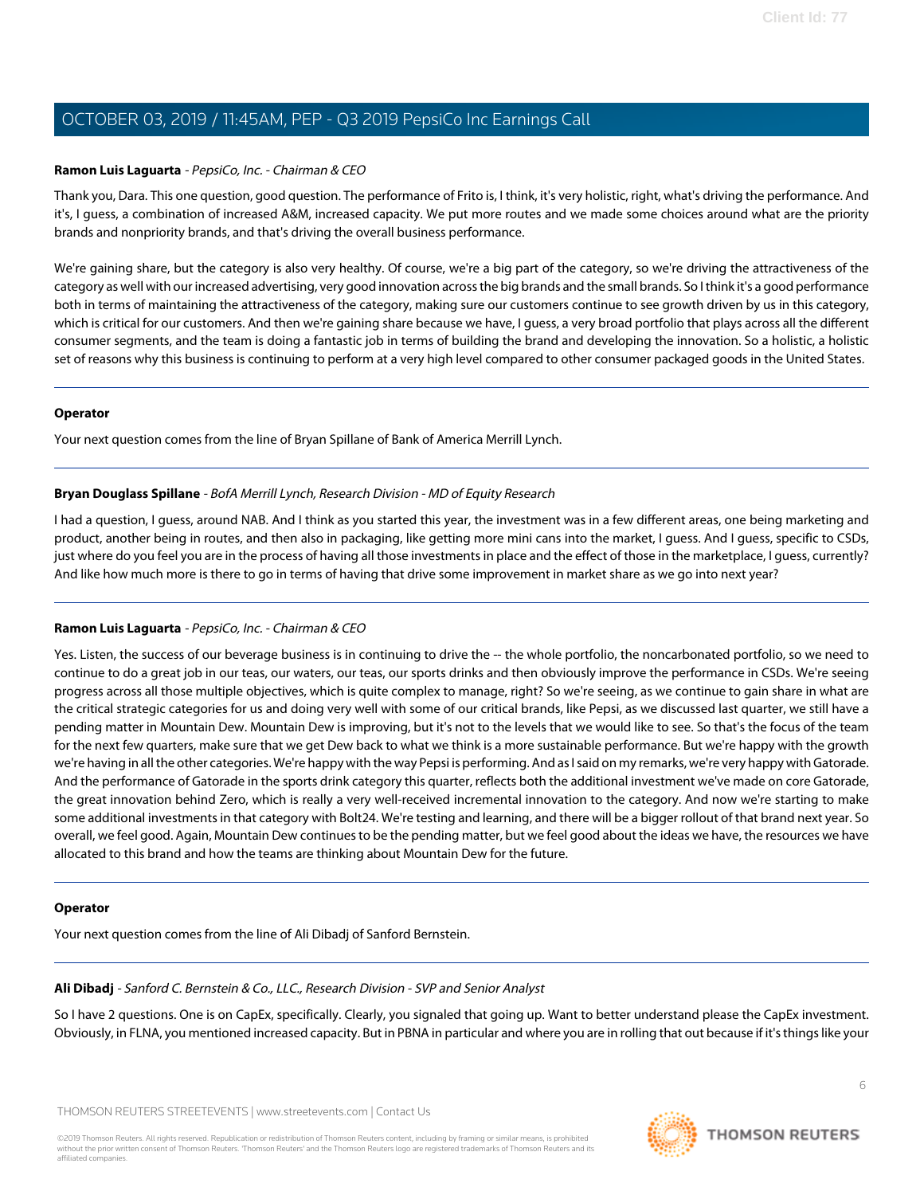**Ramon Luis Laguarta** - *PepsiCo, Inc. - Chairman & CEO*

Thank you, Dara. This one question, good question. The performance of Frito is, I think, it's very holistic, right, what's driving the performance. And it's, I guess, a combination of increased A&M, increased capacity. We put more routes and we made some choices around what are the priority brands and nonpriority brands, and that's driving the overall business performance.

We're gaining share, but the category is also very healthy. Of course, we're a big part of the category, so we're driving the attractiveness of the category as well with our increased advertising, very good innovation across the big brands and the small brands. So I think it's a good performance both in terms of maintaining the attractiveness of the category, making sure our customers continue to see growth driven by us in this category, which is critical for our customers. And then we're gaining share because we have, I guess, a very broad portfolio that plays across all the different consumer segments, and the team is doing a fantastic job in terms of building the brand and developing the innovation. So a holistic, a holistic set of reasons why this business is continuing to perform at a very high level compared to other consumer packaged goods in the United States.

---

**Operator**

Your next question comes from the line of Bryan Spillane of Bank of America Merrill Lynch.

---

**Bryan Douglass Spillane** - *BofA Merrill Lynch, Research Division - MD of Equity Research*

I had a question, I guess, around NAB. And I think as you started this year, the investment was in a few different areas, one being marketing and product, another being in routes, and then also in packaging, like getting more mini cans into the market, I guess. And I guess, specific to CSDs, just where do you feel you are in the process of having all those investments in place and the effect of those in the marketplace, I guess, currently? And like how much more is there to go in terms of having that drive some improvement in market share as we go into next year?

---

**Ramon Luis Laguarta** - *PepsiCo, Inc. - Chairman & CEO*

Yes. Listen, the success of our beverage business is in continuing to drive the -- the whole portfolio, the noncarbonated portfolio, so we need to continue to do a great job in our teas, our waters, our teas, our sports drinks and then obviously improve the performance in CSDs. We're seeing progress across all those multiple objectives, which is quite complex to manage, right? So we're seeing, as we continue to gain share in what are the critical strategic categories for us and doing very well with some of our critical brands, like Pepsi, as we discussed last quarter, we still have a pending matter in Mountain Dew. Mountain Dew is improving, but it's not to the levels that we would like to see. So that's the focus of the team for the next few quarters, make sure that we get Dew back to what we think is a more sustainable performance. But we're happy with the growth we're having in all the other categories. We're happy with the way Pepsi is performing. And as I said on my remarks, we're very happy with Gatorade. And the performance of Gatorade in the sports drink category this quarter, reflects both the additional investment we've made on core Gatorade, the great innovation behind Zero, which is really a very well-received incremental innovation to the category. And now we're starting to make some additional investments in that category with Bolt24. We're testing and learning, and there will be a bigger rollout of that brand next year. So overall, we feel good. Again, Mountain Dew continues to be the pending matter, but we feel good about the ideas we have, the resources we have allocated to this brand and how the teams are thinking about Mountain Dew for the future.

---

**Operator**

Your next question comes from the line of Ali Dibadj of Sanford Bernstein.

---

**Ali Dibadj** - *Sanford C. Bernstein & Co., LLC., Research Division - SVP and Senior Analyst*

So I have 2 questions. One is on CapEx, specifically. Clearly, you signaled that going up. Want to better understand please the CapEx investment. Obviously, in FLNA, you mentioned increased capacity. But in PBNA in particular and where you are in rolling that out because if it's things like your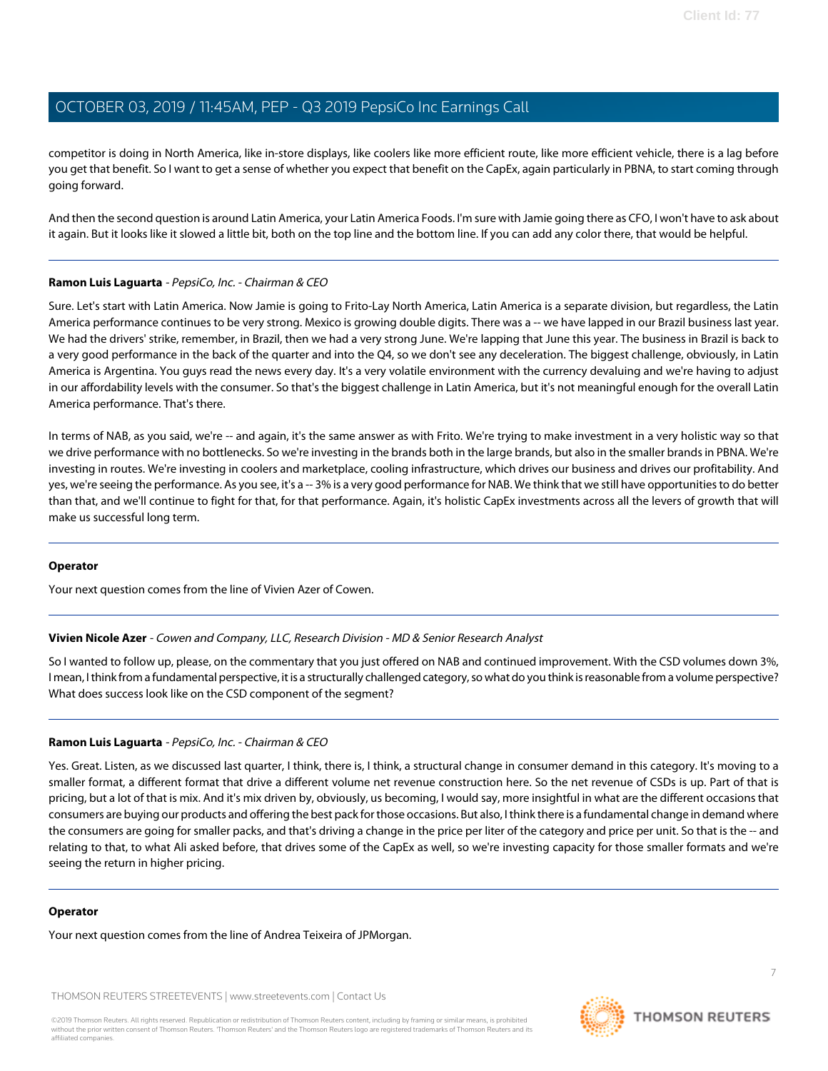competitor is doing in North America, like in-store displays, like coolers like more efficient route, like more efficient vehicle, there is a lag before you get that benefit. So I want to get a sense of whether you expect that benefit on the CapEx, again particularly in PBNA, to start coming through going forward.

And then the second question is around Latin America, your Latin America Foods. I'm sure with Jamie going there as CFO, I won't have to ask about it again. But it looks like it slowed a little bit, both on the top line and the bottom line. If you can add any color there, that would be helpful.

---

**Ramon Luis Laguarta** - *PepsiCo, Inc. - Chairman & CEO*

Sure. Let's start with Latin America. Now Jamie is going to Frito-Lay North America, Latin America is a separate division, but regardless, the Latin America performance continues to be very strong. Mexico is growing double digits. There was a -- we have lapped in our Brazil business last year. We had the drivers' strike, remember, in Brazil, then we had a very strong June. We're lapping that June this year. The business in Brazil is back to a very good performance in the back of the quarter and into the Q4, so we don't see any deceleration. The biggest challenge, obviously, in Latin America is Argentina. You guys read the news every day. It's a very volatile environment with the currency devaluing and we're having to adjust in our affordability levels with the consumer. So that's the biggest challenge in Latin America, but it's not meaningful enough for the overall Latin America performance. That's there.

In terms of NAB, as you said, we're -- and again, it's the same answer as with Frito. We're trying to make investment in a very holistic way so that we drive performance with no bottlenecks. So we're investing in the brands both in the large brands, but also in the smaller brands in PBNA. We're investing in routes. We're investing in coolers and marketplace, cooling infrastructure, which drives our business and drives our profitability. And yes, we're seeing the performance. As you see, it's a -- 3% is a very good performance for NAB. We think that we still have opportunities to do better than that, and we'll continue to fight for that, for that performance. Again, it's holistic CapEx investments across all the levers of growth that will make us successful long term.

---

**Operator**

Your next question comes from the line of Vivien Azer of Cowen.

---

**Vivien Nicole Azer** - *Cowen and Company, LLC, Research Division - MD & Senior Research Analyst*

So I wanted to follow up, please, on the commentary that you just offered on NAB and continued improvement. With the CSD volumes down 3%, I mean, I think from a fundamental perspective, it is a structurally challenged category, so what do you think is reasonable from a volume perspective? What does success look like on the CSD component of the segment?

---

**Ramon Luis Laguarta** - *PepsiCo, Inc. - Chairman & CEO*

Yes. Great. Listen, as we discussed last quarter, I think, there is, I think, a structural change in consumer demand in this category. It's moving to a smaller format, a different format that drive a different volume net revenue construction here. So the net revenue of CSDs is up. Part of that is pricing, but a lot of that is mix. And it's mix driven by, obviously, us becoming, I would say, more insightful in what are the different occasions that consumers are buying our products and offering the best pack for those occasions. But also, I think there is a fundamental change in demand where the consumers are going for smaller packs, and that's driving a change in the price per liter of the category and price per unit. So that is the -- and relating to that, to what Ali asked before, that drives some of the CapEx as well, so we're investing capacity for those smaller formats and we're seeing the return in higher pricing.

---

**Operator**

Your next question comes from the line of Andrea Teixeira of JPMorgan.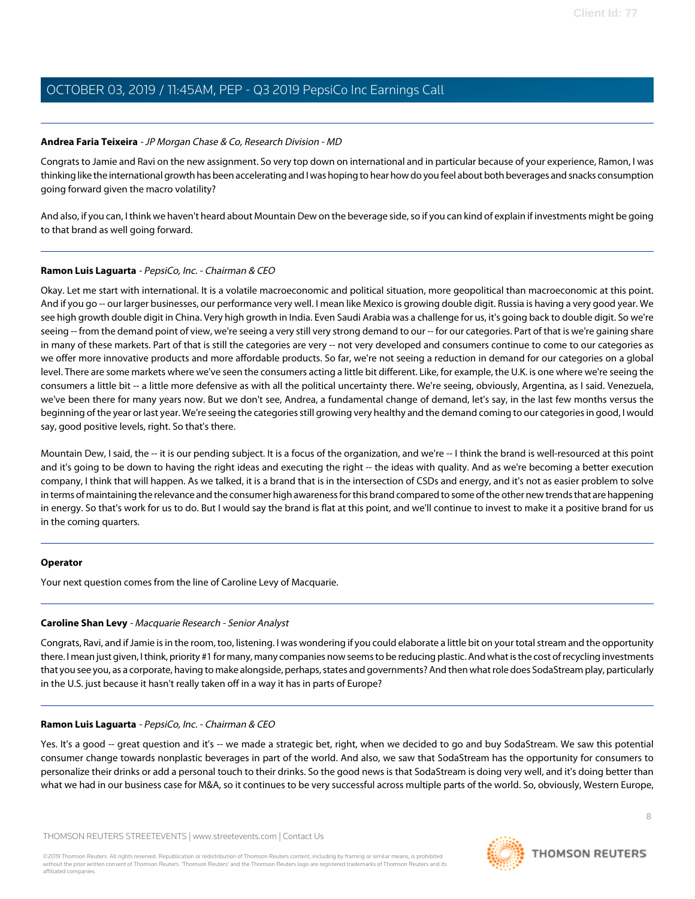**Andrea Faria Teixeira** - *JP Morgan Chase & Co, Research Division - MD*

Congrats to Jamie and Ravi on the new assignment. So very top down on international and in particular because of your experience, Ramon, I was thinking like the international growth has been accelerating and I was hoping to hear how do you feel about both beverages and snacks consumption going forward given the macro volatility?

And also, if you can, I think we haven't heard about Mountain Dew on the beverage side, so if you can kind of explain if investments might be going to that brand as well going forward.

---

**Ramon Luis Laguarta** - *PepsiCo, Inc. - Chairman & CEO*

Okay. Let me start with international. It is a volatile macroeconomic and political situation, more geopolitical than macroeconomic at this point. And if you go -- our larger businesses, our performance very well. I mean like Mexico is growing double digit. Russia is having a very good year. We see high growth double digit in China. Very high growth in India. Even Saudi Arabia was a challenge for us, it's going back to double digit. So we're seeing -- from the demand point of view, we're seeing a very still very strong demand to our -- for our categories. Part of that is we're gaining share in many of these markets. Part of that is still the categories are very -- not very developed and consumers continue to come to our categories as we offer more innovative products and more affordable products. So far, we're not seeing a reduction in demand for our categories on a global level. There are some markets where we've seen the consumers acting a little bit different. Like, for example, the U.K. is one where we're seeing the consumers a little bit -- a little more defensive as with all the political uncertainty there. We're seeing, obviously, Argentina, as I said. Venezuela, we've been there for many years now. But we don't see, Andrea, a fundamental change of demand, let's say, in the last few months versus the beginning of the year or last year. We're seeing the categories still growing very healthy and the demand coming to our categories in good, I would say, good positive levels, right. So that's there.

Mountain Dew, I said, the -- it is our pending subject. It is a focus of the organization, and we're -- I think the brand is well-resourced at this point and it's going to be down to having the right ideas and executing the right -- the ideas with quality. And as we're becoming a better execution company, I think that will happen. As we talked, it is a brand that is in the intersection of CSDs and energy, and it's not as easier problem to solve in terms of maintaining the relevance and the consumer high awareness for this brand compared to some of the other new trends that are happening in energy. So that's work for us to do. But I would say the brand is flat at this point, and we'll continue to invest to make it a positive brand for us in the coming quarters.

---

**Operator**

Your next question comes from the line of Caroline Levy of Macquarie.

---

**Caroline Shan Levy** - *Macquarie Research - Senior Analyst*

Congrats, Ravi, and if Jamie is in the room, too, listening. I was wondering if you could elaborate a little bit on your total stream and the opportunity there. I mean just given, I think, priority #1 for many, many companies now seems to be reducing plastic. And what is the cost of recycling investments that you see you, as a corporate, having to make alongside, perhaps, states and governments? And then what role does SodaStream play, particularly in the U.S. just because it hasn't really taken off in a way it has in parts of Europe?

---

**Ramon Luis Laguarta** - *PepsiCo, Inc. - Chairman & CEO*

Yes. It's a good -- great question and it's -- we made a strategic bet, right, when we decided to go and buy SodaStream. We saw this potential consumer change towards nonplastic beverages in part of the world. And also, we saw that SodaStream has the opportunity for consumers to personalize their drinks or add a personal touch to their drinks. So the good news is that SodaStream is doing very well, and it's doing better than what we had in our business case for M&A, so it continues to be very successful across multiple parts of the world. So, obviously, Western Europe,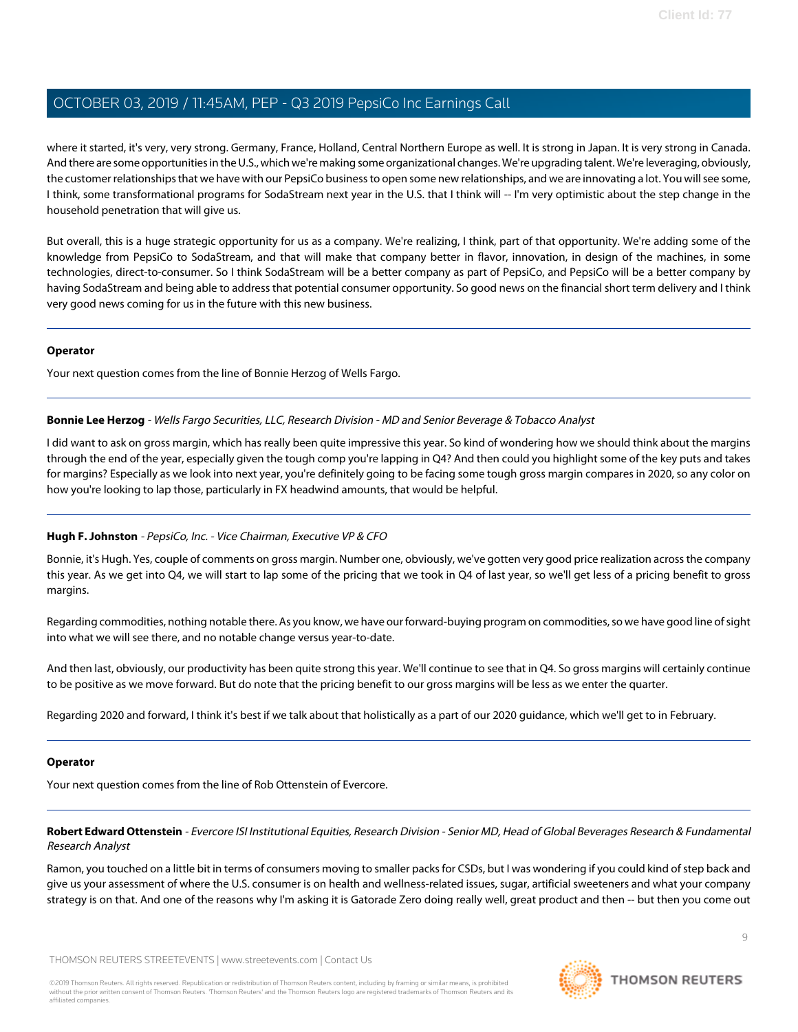where it started, it's very, very strong. Germany, France, Holland, Central Northern Europe as well. It is strong in Japan. It is very strong in Canada. And there are some opportunities in the U.S., which we're making some organizational changes. We're upgrading talent. We're leveraging, obviously, the customer relationships that we have with our PepsiCo business to open some new relationships, and we are innovating a lot. You will see some, I think, some transformational programs for SodaStream next year in the U.S. that I think will -- I'm very optimistic about the step change in the household penetration that will give us.

But overall, this is a huge strategic opportunity for us as a company. We're realizing, I think, part of that opportunity. We're adding some of the knowledge from PepsiCo to SodaStream, and that will make that company better in flavor, innovation, in design of the machines, in some technologies, direct-to-consumer. So I think SodaStream will be a better company as part of PepsiCo, and PepsiCo will be a better company by having SodaStream and being able to address that potential consumer opportunity. So good news on the financial short term delivery and I think very good news coming for us in the future with this new business.

---

**Operator**

Your next question comes from the line of Bonnie Herzog of Wells Fargo.

---

**Bonnie Lee Herzog** - *Wells Fargo Securities, LLC, Research Division - MD and Senior Beverage & Tobacco Analyst*

I did want to ask on gross margin, which has really been quite impressive this year. So kind of wondering how we should think about the margins through the end of the year, especially given the tough comp you're lapping in Q4? And then could you highlight some of the key puts and takes for margins? Especially as we look into next year, you're definitely going to be facing some tough gross margin compares in 2020, so any color on how you're looking to lap those, particularly in FX headwind amounts, that would be helpful.

---

**Hugh F. Johnston** - *PepsiCo, Inc. - Vice Chairman, Executive VP & CFO*

Bonnie, it's Hugh. Yes, couple of comments on gross margin. Number one, obviously, we've gotten very good price realization across the company this year. As we get into Q4, we will start to lap some of the pricing that we took in Q4 of last year, so we'll get less of a pricing benefit to gross margins.

Regarding commodities, nothing notable there. As you know, we have our forward-buying program on commodities, so we have good line of sight into what we will see there, and no notable change versus year-to-date.

And then last, obviously, our productivity has been quite strong this year. We'll continue to see that in Q4. So gross margins will certainly continue to be positive as we move forward. But do note that the pricing benefit to our gross margins will be less as we enter the quarter.

Regarding 2020 and forward, I think it's best if we talk about that holistically as a part of our 2020 guidance, which we'll get to in February.

---

**Operator**

Your next question comes from the line of Rob Ottenstein of Evercore.

---

**Robert Edward Ottenstein** - *Evercore ISI Institutional Equities, Research Division - Senior MD, Head of Global Beverages Research & Fundamental Research Analyst*

Ramon, you touched on a little bit in terms of consumers moving to smaller packs for CSDs, but I was wondering if you could kind of step back and give us your assessment of where the U.S. consumer is on health and wellness-related issues, sugar, artificial sweeteners and what your company strategy is on that. And one of the reasons why I'm asking it is Gatorade Zero doing really well, great product and then -- but then you come out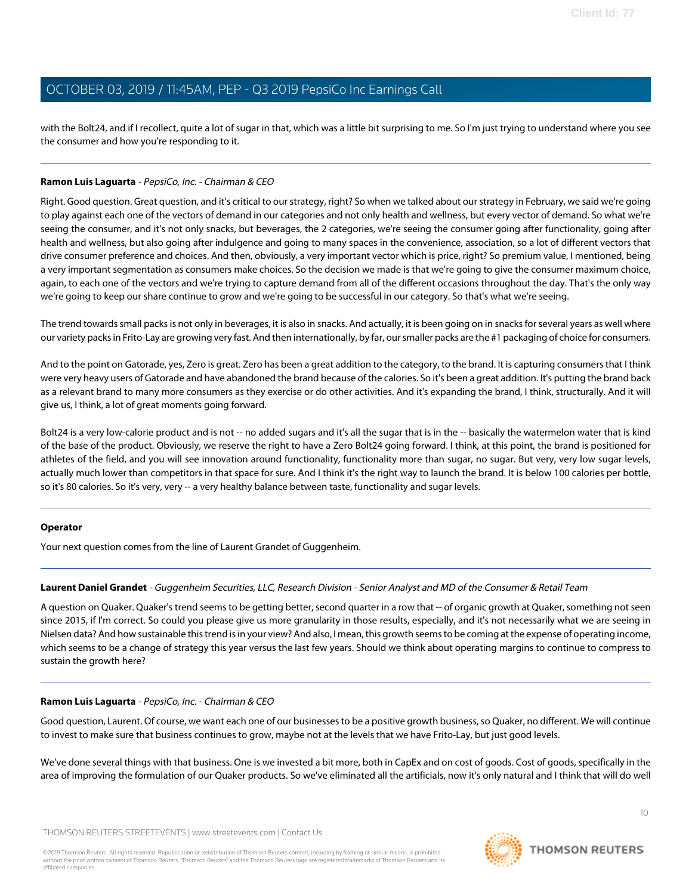with the Bolt24, and if I recollect, quite a lot of sugar in that, which was a little bit surprising to me. So I'm just trying to understand where you see the consumer and how you're responding to it.

---

**Ramon Luis Laguarta** - *PepsiCo, Inc. - Chairman & CEO*

Right. Good question. Great question, and it's critical to our strategy, right? So when we talked about our strategy in February, we said we're going to play against each one of the vectors of demand in our categories and not only health and wellness, but every vector of demand. So what we're seeing the consumer, and it's not only snacks, but beverages, the 2 categories, we're seeing the consumer going after functionality, going after health and wellness, but also going after indulgence and going to many spaces in the convenience, association, so a lot of different vectors that drive consumer preference and choices. And then, obviously, a very important vector which is price, right? So premium value, I mentioned, being a very important segmentation as consumers make choices. So the decision we made is that we're going to give the consumer maximum choice, again, to each one of the vectors and we're trying to capture demand from all of the different occasions throughout the day. That's the only way we're going to keep our share continue to grow and we're going to be successful in our category. So that's what we're seeing.

The trend towards small packs is not only in beverages, it is also in snacks. And actually, it is been going on in snacks for several years as well where our variety packs in Frito-Lay are growing very fast. And then internationally, by far, our smaller packs are the #1 packaging of choice for consumers.

And to the point on Gatorade, yes, Zero is great. Zero has been a great addition to the category, to the brand. It is capturing consumers that I think were very heavy users of Gatorade and have abandoned the brand because of the calories. So it's been a great addition. It's putting the brand back as a relevant brand to many more consumers as they exercise or do other activities. And it's expanding the brand, I think, structurally. And it will give us, I think, a lot of great moments going forward.

Bolt24 is a very low-calorie product and is not -- no added sugars and it's all the sugar that is in the -- basically the watermelon water that is kind of the base of the product. Obviously, we reserve the right to have a Zero Bolt24 going forward. I think, at this point, the brand is positioned for athletes of the field, and you will see innovation around functionality, functionality more than sugar, no sugar. But very, very low sugar levels, actually much lower than competitors in that space for sure. And I think it's the right way to launch the brand. It is below 100 calories per bottle, so it's 80 calories. So it's very, very -- a very healthy balance between taste, functionality and sugar levels.

---

**Operator**

Your next question comes from the line of Laurent Grandet of Guggenheim.

---

**Laurent Daniel Grandet** - *Guggenheim Securities, LLC, Research Division - Senior Analyst and MD of the Consumer & Retail Team*

A question on Quaker. Quaker's trend seems to be getting better, second quarter in a row that -- of organic growth at Quaker, something not seen since 2015, if I'm correct. So could you please give us more granularity in those results, especially, and it's not necessarily what we are seeing in Nielsen data? And how sustainable this trend is in your view? And also, I mean, this growth seems to be coming at the expense of operating income, which seems to be a change of strategy this year versus the last few years. Should we think about operating margins to continue to compress to sustain the growth here?

---

**Ramon Luis Laguarta** - *PepsiCo, Inc. - Chairman & CEO*

Good question, Laurent. Of course, we want each one of our businesses to be a positive growth business, so Quaker, no different. We will continue to invest to make sure that business continues to grow, maybe not at the levels that we have Frito-Lay, but just good levels.

We've done several things with that business. One is we invested a bit more, both in CapEx and on cost of goods. Cost of goods, specifically in the area of improving the formulation of our Quaker products. So we've eliminated all the artificials, now it's only natural and I think that will do well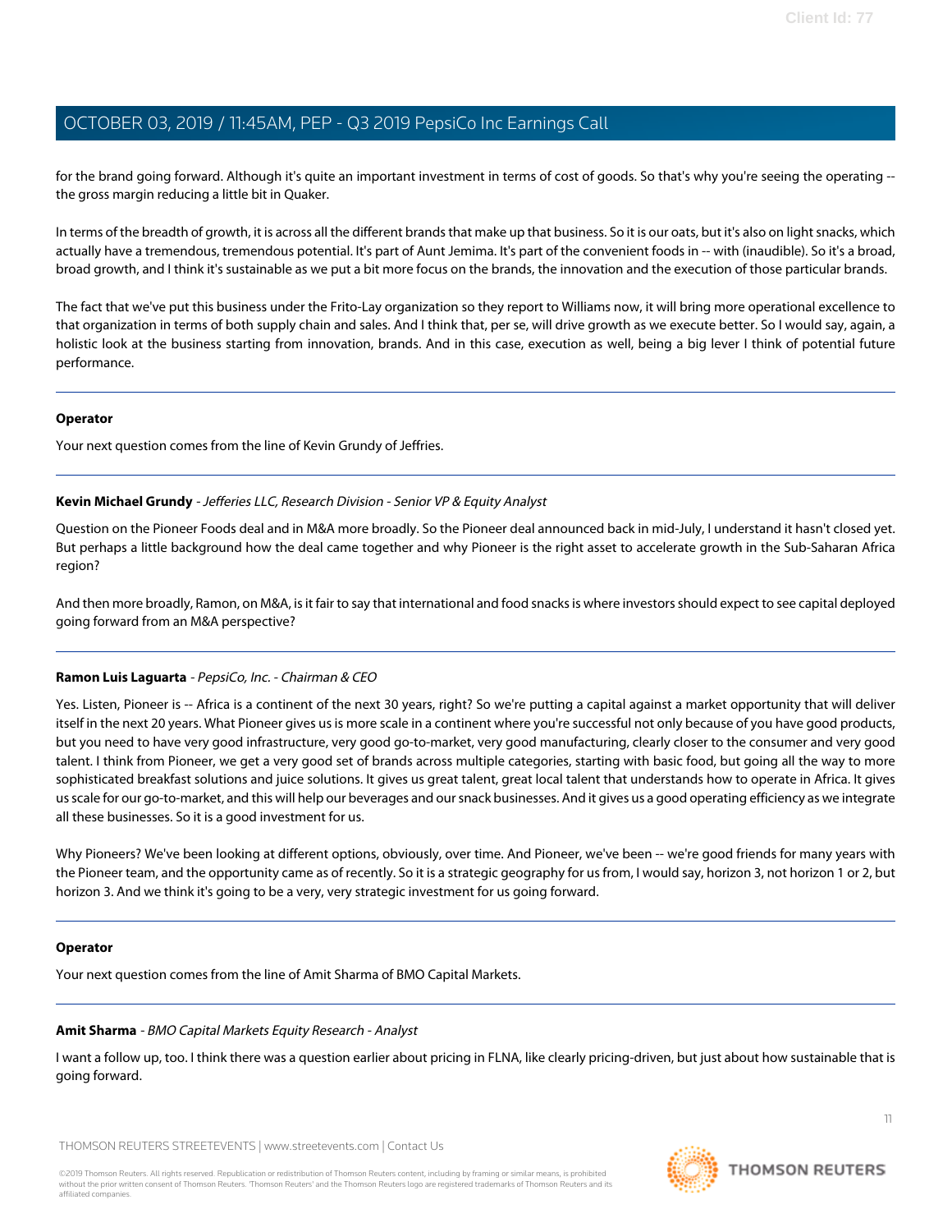for the brand going forward. Although it's quite an important investment in terms of cost of goods. So that's why you're seeing the operating -- the gross margin reducing a little bit in Quaker.

In terms of the breadth of growth, it is across all the different brands that make up that business. So it is our oats, but it's also on light snacks, which actually have a tremendous, tremendous potential. It's part of Aunt Jemima. It's part of the convenient foods in -- with (inaudible). So it's a broad, broad growth, and I think it's sustainable as we put a bit more focus on the brands, the innovation and the execution of those particular brands.

The fact that we've put this business under the Frito-Lay organization so they report to Williams now, it will bring more operational excellence to that organization in terms of both supply chain and sales. And I think that, per se, will drive growth as we execute better. So I would say, again, a holistic look at the business starting from innovation, brands. And in this case, execution as well, being a big lever I think of potential future performance.

---

**Operator**

Your next question comes from the line of Kevin Grundy of Jefferies.

---

**Kevin Michael Grundy** - *Jefferies LLC, Research Division - Senior VP & Equity Analyst*

Question on the Pioneer Foods deal and in M&A more broadly. So the Pioneer deal announced back in mid-July, I understand it hasn't closed yet. But perhaps a little background how the deal came together and why Pioneer is the right asset to accelerate growth in the Sub-Saharan Africa region?

And then more broadly, Ramon, on M&A, is it fair to say that international and food snacks is where investors should expect to see capital deployed going forward from an M&A perspective?

---

**Ramon Luis Laguarta** - *PepsiCo, Inc. - Chairman & CEO*

Yes. Listen, Pioneer is -- Africa is a continent of the next 30 years, right? So we're putting a capital against a market opportunity that will deliver itself in the next 20 years. What Pioneer gives us is more scale in a continent where you're successful not only because of you have good products, but you need to have very good infrastructure, very good go-to-market, very good manufacturing, clearly closer to the consumer and very good talent. I think from Pioneer, we get a very good set of brands across multiple categories, starting with basic food, but going all the way to more sophisticated breakfast solutions and juice solutions. It gives us great talent, great local talent that understands how to operate in Africa. It gives us scale for our go-to-market, and this will help our beverages and our snack businesses. And it gives us a good operating efficiency as we integrate all these businesses. So it is a good investment for us.

Why Pioneers? We've been looking at different options, obviously, over time. And Pioneer, we've been -- we're good friends for many years with the Pioneer team, and the opportunity came as of recently. So it is a strategic geography for us from, I would say, horizon 3, not horizon 1 or 2, but horizon 3. And we think it's going to be a very, very strategic investment for us going forward.

---

**Operator**

Your next question comes from the line of Amit Sharma of BMO Capital Markets.

---

**Amit Sharma** - *BMO Capital Markets Equity Research - Analyst*

I want a follow up, too. I think there was a question earlier about pricing in FLNA, like clearly pricing-driven, but just about how sustainable that is going forward.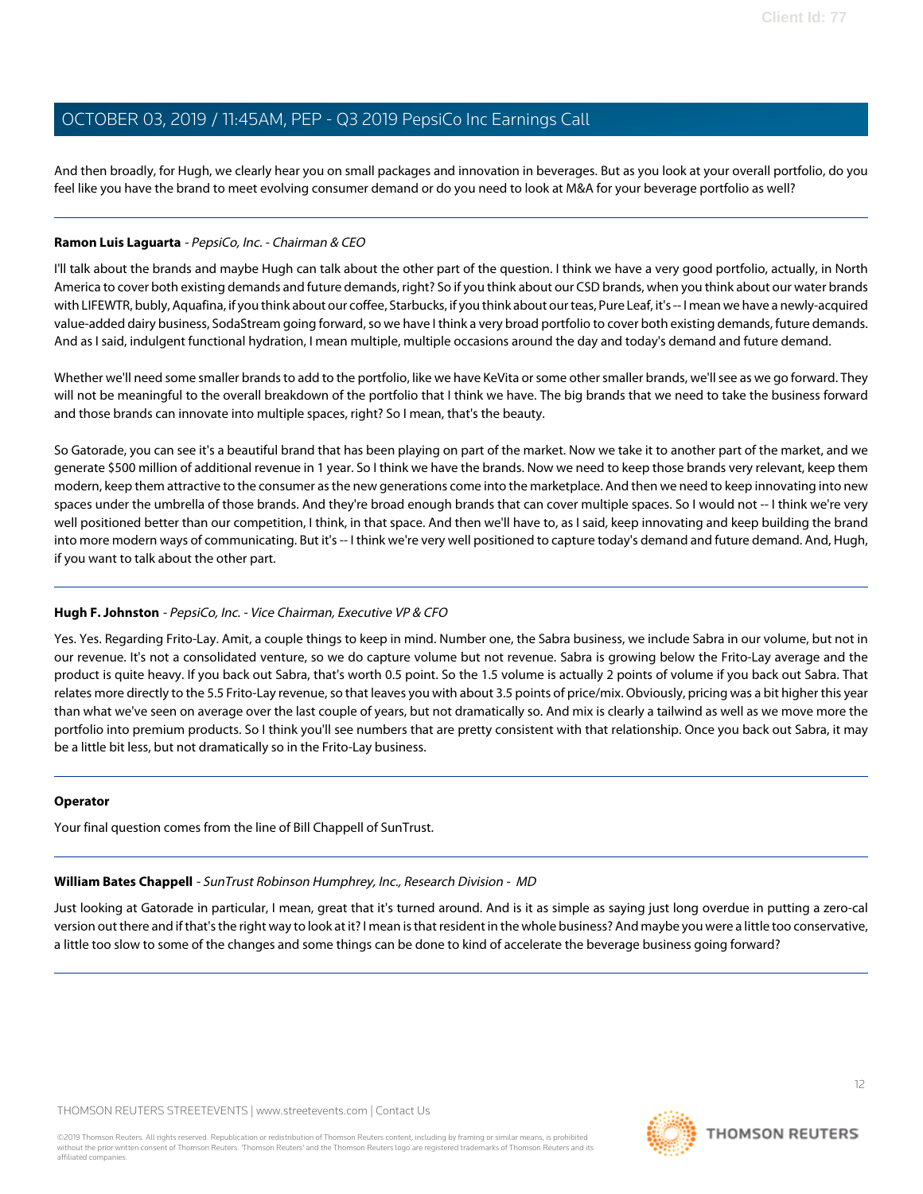And then broadly, for Hugh, we clearly hear you on small packages and innovation in beverages. But as you look at your overall portfolio, do you feel like you have the brand to meet evolving consumer demand or do you need to look at M&A for your beverage portfolio as well?

---

**Ramon Luis Laguarta** - *PepsiCo, Inc. - Chairman & CEO*

I'll talk about the brands and maybe Hugh can talk about the other part of the question. I think we have a very good portfolio, actually, in North America to cover both existing demands and future demands, right? So if you think about our CSD brands, when you think about our water brands with LIFEWTR, bubly, Aquafina, if you think about our coffee, Starbucks, if you think about our teas, Pure Leaf, it's -- I mean we have a newly-acquired value-added dairy business, SodaStream going forward, so we have I think a very broad portfolio to cover both existing demands, future demands. And as I said, indulgent functional hydration, I mean multiple, multiple occasions around the day and today's demand and future demand.

Whether we'll need some smaller brands to add to the portfolio, like we have KeVita or some other smaller brands, we'll see as we go forward. They will not be meaningful to the overall breakdown of the portfolio that I think we have. The big brands that we need to take the business forward and those brands can innovate into multiple spaces, right? So I mean, that's the beauty.

So Gatorade, you can see it's a beautiful brand that has been playing on part of the market. Now we take it to another part of the market, and we generate $500 million of additional revenue in 1 year. So I think we have the brands. Now we need to keep those brands very relevant, keep them modern, keep them attractive to the consumer as the new generations come into the marketplace. And then we need to keep innovating into new spaces under the umbrella of those brands. And they're broad enough brands that can cover multiple spaces. So I would not -- I think we're very well positioned better than our competition, I think, in that space. And then we'll have to, as I said, keep innovating and keep building the brand into more modern ways of communicating. But it's -- I think we're very well positioned to capture today's demand and future demand. And, Hugh, if you want to talk about the other part.

---

**Hugh F. Johnston** - *PepsiCo, Inc. - Vice Chairman, Executive VP & CFO*

Yes. Yes. Regarding Frito-Lay. Amit, a couple things to keep in mind. Number one, the Sabra business, we include Sabra in our volume, but not in our revenue. It's not a consolidated venture, so we do capture volume but not revenue. Sabra is growing below the Frito-Lay average and the product is quite heavy. If you back out Sabra, that's worth 0.5 point. So the 1.5 volume is actually 2 points of volume if you back out Sabra. That relates more directly to the 5.5 Frito-Lay revenue, so that leaves you with about 3.5 points of price/mix. Obviously, pricing was a bit higher this year than what we've seen on average over the last couple of years, but not dramatically so. And mix is clearly a tailwind as well as we move more the portfolio into premium products. So I think you'll see numbers that are pretty consistent with that relationship. Once you back out Sabra, it may be a little bit less, but not dramatically so in the Frito-Lay business.

---

**Operator**

Your final question comes from the line of Bill Chappell of SunTrust.

---

**William Bates Chappell** - *SunTrust Robinson Humphrey, Inc., Research Division - MD*

Just looking at Gatorade in particular, I mean, great that it's turned around. And is it as simple as saying just long overdue in putting a zero-cal version out there and if that's the right way to look at it? I mean is that resident in the whole business? And maybe you were a little too conservative, a little too slow to some of the changes and some things can be done to kind of accelerate the beverage business going forward?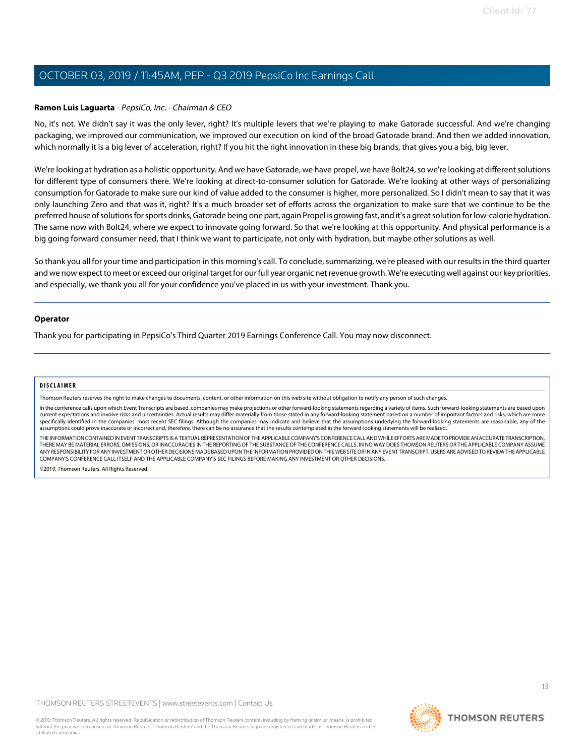**Ramon Luis Laguarta** - *PepsiCo, Inc. - Chairman & CEO*

No, it's not. We didn't say it was the only lever, right? It's multiple levers that we're playing to make Gatorade successful. And we're changing packaging, we improved our communication, we improved our execution on kind of the broad Gatorade brand. And then we added innovation, which normally it is a big lever of acceleration, right? If you hit the right innovation in these big brands, that gives you a big, big lever.

We're looking at hydration as a holistic opportunity. And we have Gatorade, we have propel, we have Bolt24, so we're looking at different solutions for different type of consumers there. We're looking at direct-to-consumer solution for Gatorade. We're looking at other ways of personalizing consumption for Gatorade to make sure our kind of value added to the consumer is higher, more personalized. So I didn't mean to say that it was only launching Zero and that was it, right? It's a much broader set of efforts across the organization to make sure that we continue to be the preferred house of solutions for sports drinks, Gatorade being one part, again Propel is growing fast, and it's a great solution for low-calorie hydration. The same now with Bolt24, where we expect to innovate going forward. So that we're looking at this opportunity. And physical performance is a big going forward consumer need, that I think we want to participate, not only with hydration, but maybe other solutions as well.

So thank you all for your time and participation in this morning's call. To conclude, summarizing, we're pleased with our results in the third quarter and we now expect to meet or exceed our original target for our full year organic net revenue growth. We're executing well against our key priorities, and especially, we thank you all for your confidence you've placed in us with your investment. Thank you.

---

**Operator**

Thank you for participating in PepsiCo's Third Quarter 2019 Earnings Conference Call. You may now disconnect.

---

**DISCLAIMER**

Thomson Reuters reserves the right to make changes to documents, content, or other information on this web site without obligation to notify any person of such changes.

In the conference calls upon which Event Transcripts are based, companies may make projections or other forward-looking statements regarding a variety of items. Such forward-looking statements are based upon current expectations and involve risks and uncertainties. Actual results may differ materially from those stated in any forward-looking statement based on a number of important factors and risks, which are more specifically identified in the companies' most recent SEC filings. Although the companies may indicate and believe that the assumptions underlying the forward-looking statements are reasonable, any of the assumptions could prove inaccurate or incorrect and, therefore, there can be no assurance that the results contemplated in the forward-looking statements will be realized.

THE INFORMATION CONTAINED IN EVENT TRANSCRIPTS IS A TEXTUAL REPRESENTATION OF THE APPLICABLE COMPANY'S CONFERENCE CALL AND WHILE EFFORTS ARE MADE TO PROVIDE AN ACCURATE TRANSCRIPTION, THERE MAY BE MATERIAL ERRORS, OMISSIONS, OR INACCURACIES IN THE REPORTING OF THE SUBSTANCE OF THE CONFERENCE CALLS. IN NO WAY DOES THOMSON REUTERS OR THE APPLICABLE COMPANY ASSUME ANY RESPONSIBILITY FOR ANY INVESTMENT OR OTHER DECISIONS MADE BASED UPON THE INFORMATION PROVIDED ON THIS WEB SITE OR IN ANY EVENT TRANSCRIPT. USERS ARE ADVISED TO REVIEW THE APPLICABLE COMPANY'S CONFERENCE CALL ITSELF AND THE APPLICABLE COMPANY'S SEC FILINGS BEFORE MAKING ANY INVESTMENT OR OTHER DECISIONS.

©2019, Thomson Reuters. All Rights Reserved.